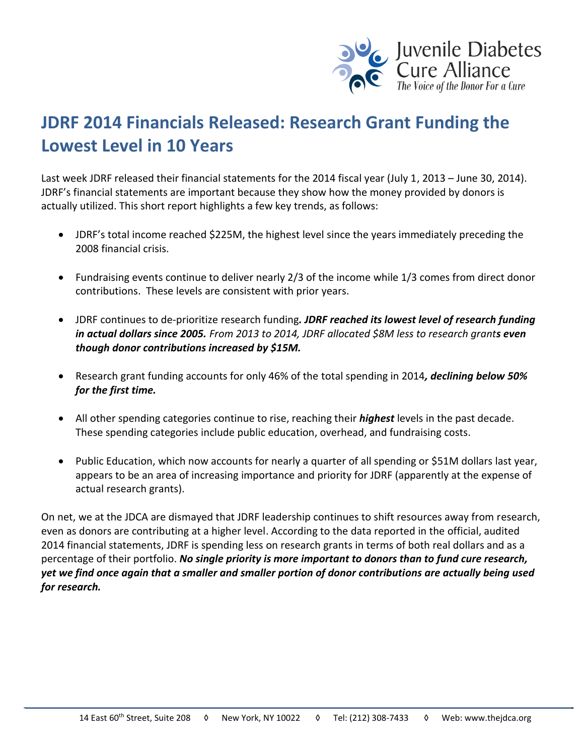Juvenile Diabetes Cure Alliance
*The Voice of the Donor For a Cure*

# JDRF 2014 Financials Released: Research Grant Funding the Lowest Level in 10 Years

Last week JDRF released their financial statements for the 2014 fiscal year (July 1, 2013 – June 30, 2014). JDRF's financial statements are important because they show how the money provided by donors is actually utilized. This short report highlights a few key trends, as follows:

- JDRF's total income reached $225M, the highest level since the years immediately preceding the 2008 financial crisis.
- Fundraising events continue to deliver nearly 2/3 of the income while 1/3 comes from direct donor contributions. These levels are consistent with prior years.
- JDRF continues to de-prioritize research funding***. JDRF reached its lowest level of research funding in actual dollars since 2005.*** *From 2013 to 2014, JDRF allocated $8M less to research grant**s even though donor contributions increased by $15M.***
- Research grant funding accounts for only 46% of the total spending in 2014***, declining below 50% for the first time.***
- All other spending categories continue to rise, reaching their ***highest*** levels in the past decade. These spending categories include public education, overhead, and fundraising costs.
- Public Education, which now accounts for nearly a quarter of all spending or $51M dollars last year, appears to be an area of increasing importance and priority for JDRF (apparently at the expense of actual research grants).

On net, we at the JDCA are dismayed that JDRF leadership continues to shift resources away from research, even as donors are contributing at a higher level. According to the data reported in the official, audited 2014 financial statements, JDRF is spending less on research grants in terms of both real dollars and as a percentage of their portfolio. ***No single priority is more important to donors than to fund cure research, yet we find once again that a smaller and smaller portion of donor contributions are actually being used for research.***

14 East 60th Street, Suite 208 ◊ New York, NY 10022 ◊ Tel: (212) 308-7433 ◊ Web: www.thejdca.org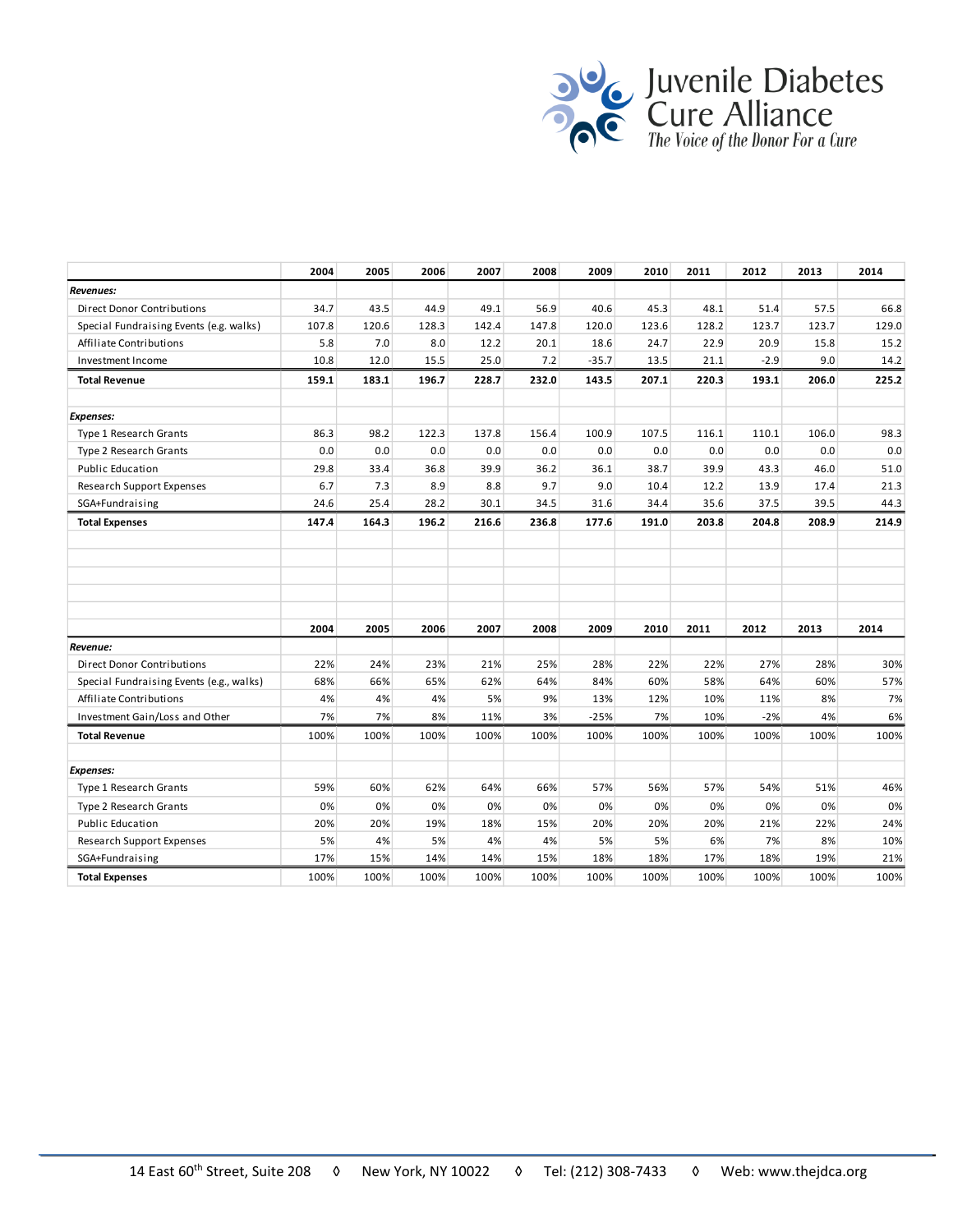# Juvenile Diabetes Cure Alliance

*The Voice of the Donor For a Cure*

| | 2004 | 2005 | 2006 | 2007 | 2008 | 2009 | 2010 | 2011 | 2012 | 2013 | 2014 |
|---|---|---|---|---|---|---|---|---|---|---|---|
| ***Revenues:*** | | | | | | | | | | | |
| Direct Donor Contributions | 34.7 | 43.5 | 44.9 | 49.1 | 56.9 | 40.6 | 45.3 | 48.1 | 51.4 | 57.5 | 66.8 |
| Special Fundraising Events (e.g. walks) | 107.8 | 120.6 | 128.3 | 142.4 | 147.8 | 120.0 | 123.6 | 128.2 | 123.7 | 123.7 | 129.0 |
| Affiliate Contributions | 5.8 | 7.0 | 8.0 | 12.2 | 20.1 | 18.6 | 24.7 | 22.9 | 20.9 | 15.8 | 15.2 |
| Investment Income | 10.8 | 12.0 | 15.5 | 25.0 | 7.2 | -35.7 | 13.5 | 21.1 | -2.9 | 9.0 | 14.2 |
| **Total Revenue** | **159.1** | **183.1** | **196.7** | **228.7** | **232.0** | **143.5** | **207.1** | **220.3** | **193.1** | **206.0** | **225.2** |
| | | | | | | | | | | | |
| ***Expenses:*** | | | | | | | | | | | |
| Type 1 Research Grants | 86.3 | 98.2 | 122.3 | 137.8 | 156.4 | 100.9 | 107.5 | 116.1 | 110.1 | 106.0 | 98.3 |
| Type 2 Research Grants | 0.0 | 0.0 | 0.0 | 0.0 | 0.0 | 0.0 | 0.0 | 0.0 | 0.0 | 0.0 | 0.0 |
| Public Education | 29.8 | 33.4 | 36.8 | 39.9 | 36.2 | 36.1 | 38.7 | 39.9 | 43.3 | 46.0 | 51.0 |
| Research Support Expenses | 6.7 | 7.3 | 8.9 | 8.8 | 9.7 | 9.0 | 10.4 | 12.2 | 13.9 | 17.4 | 21.3 |
| SGA+Fundraising | 24.6 | 25.4 | 28.2 | 30.1 | 34.5 | 31.6 | 34.4 | 35.6 | 37.5 | 39.5 | 44.3 |
| **Total Expenses** | **147.4** | **164.3** | **196.2** | **216.6** | **236.8** | **177.6** | **191.0** | **203.8** | **204.8** | **208.9** | **214.9** |

| | 2004 | 2005 | 2006 | 2007 | 2008 | 2009 | 2010 | 2011 | 2012 | 2013 | 2014 |
|---|---|---|---|---|---|---|---|---|---|---|---|
| ***Revenue:*** | | | | | | | | | | | |
| Direct Donor Contributions | 22% | 24% | 23% | 21% | 25% | 28% | 22% | 22% | 27% | 28% | 30% |
| Special Fundraising Events (e.g., walks) | 68% | 66% | 65% | 62% | 64% | 84% | 60% | 58% | 64% | 60% | 57% |
| Affiliate Contributions | 4% | 4% | 4% | 5% | 9% | 13% | 12% | 10% | 11% | 8% | 7% |
| Investment Gain/Loss and Other | 7% | 7% | 8% | 11% | 3% | -25% | 7% | 10% | -2% | 4% | 6% |
| **Total Revenue** | 100% | 100% | 100% | 100% | 100% | 100% | 100% | 100% | 100% | 100% | 100% |
| | | | | | | | | | | | |
| ***Expenses:*** | | | | | | | | | | | |
| Type 1 Research Grants | 59% | 60% | 62% | 64% | 66% | 57% | 56% | 57% | 54% | 51% | 46% |
| Type 2 Research Grants | 0% | 0% | 0% | 0% | 0% | 0% | 0% | 0% | 0% | 0% | 0% |
| Public Education | 20% | 20% | 19% | 18% | 15% | 20% | 20% | 20% | 21% | 22% | 24% |
| Research Support Expenses | 5% | 4% | 5% | 4% | 4% | 5% | 5% | 6% | 7% | 8% | 10% |
| SGA+Fundraising | 17% | 15% | 14% | 14% | 15% | 18% | 18% | 17% | 18% | 19% | 21% |
| **Total Expenses** | 100% | 100% | 100% | 100% | 100% | 100% | 100% | 100% | 100% | 100% | 100% |

14 East 60th Street, Suite 208 ◊ New York, NY 10022 ◊ Tel: (212) 308-7433 ◊ Web: www.thejdca.org